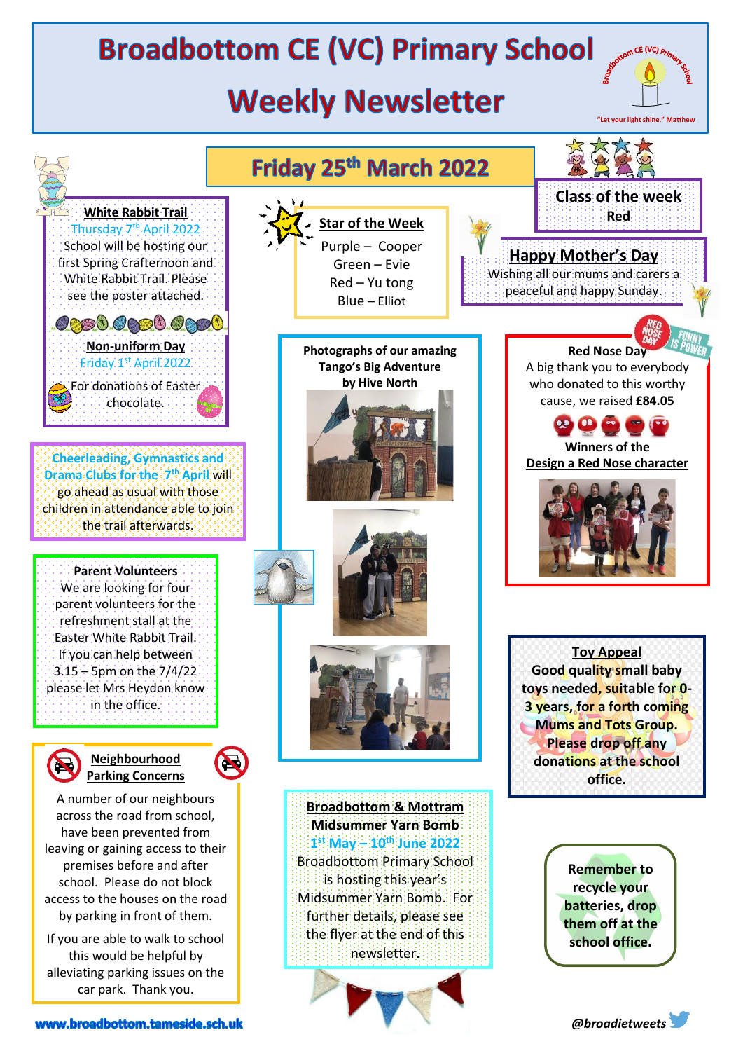# Broadbottom CE (VC) Primary School

# Weekly Newsletter

"Let your light shine." Matthew

## Friday 25th March 2022

### White Rabbit Trail

Thursday 7th April 2022

School will be hosting our first Spring Crafternoon and White Rabbit Trail. Please see the poster attached.

### Non-uniform Day

Friday 1st April 2022

For donations of Easter chocolate.

**Cheerleading, Gymnastics and Drama Clubs for the 7th April** will go ahead as usual with those children in attendance able to join the trail afterwards.

### Parent Volunteers

We are looking for four parent volunteers for the refreshment stall at the Easter White Rabbit Trail. If you can help between 3.15 – 5pm on the 7/4/22 please let Mrs Heydon know in the office.

### Neighbourhood Parking Concerns

A number of our neighbours across the road from school, have been prevented from leaving or gaining access to their premises before and after school. Please do not block access to the houses on the road by parking in front of them.

If you are able to walk to school this would be helpful by alleviating parking issues on the car park. Thank you.

### Star of the Week

Purple – Cooper
Green – Evie
Red – Yu tong
Blue – Elliot

**Photographs of our amazing Tango's Big Adventure by Hive North**

### Broadbottom & Mottram Midsummer Yarn Bomb

1st May – 10th June 2022

Broadbottom Primary School is hosting this year's Midsummer Yarn Bomb. For further details, please see the flyer at the end of this newsletter.

### Class of the week

Red

### Happy Mother's Day

Wishing all our mums and carers a peaceful and happy Sunday.

### Red Nose Day

A big thank you to everybody who donated to this worthy cause, we raised **£84.05**

**Winners of the Design a Red Nose character**

### Toy Appeal

**Good quality small baby toys needed, suitable for 0-3 years, for a forth coming Mums and Tots Group. Please drop off any donations at the school office.**

**Remember to recycle your batteries, drop them off at the school office.**

www.broadbottom.tameside.sch.uk

@broadietweets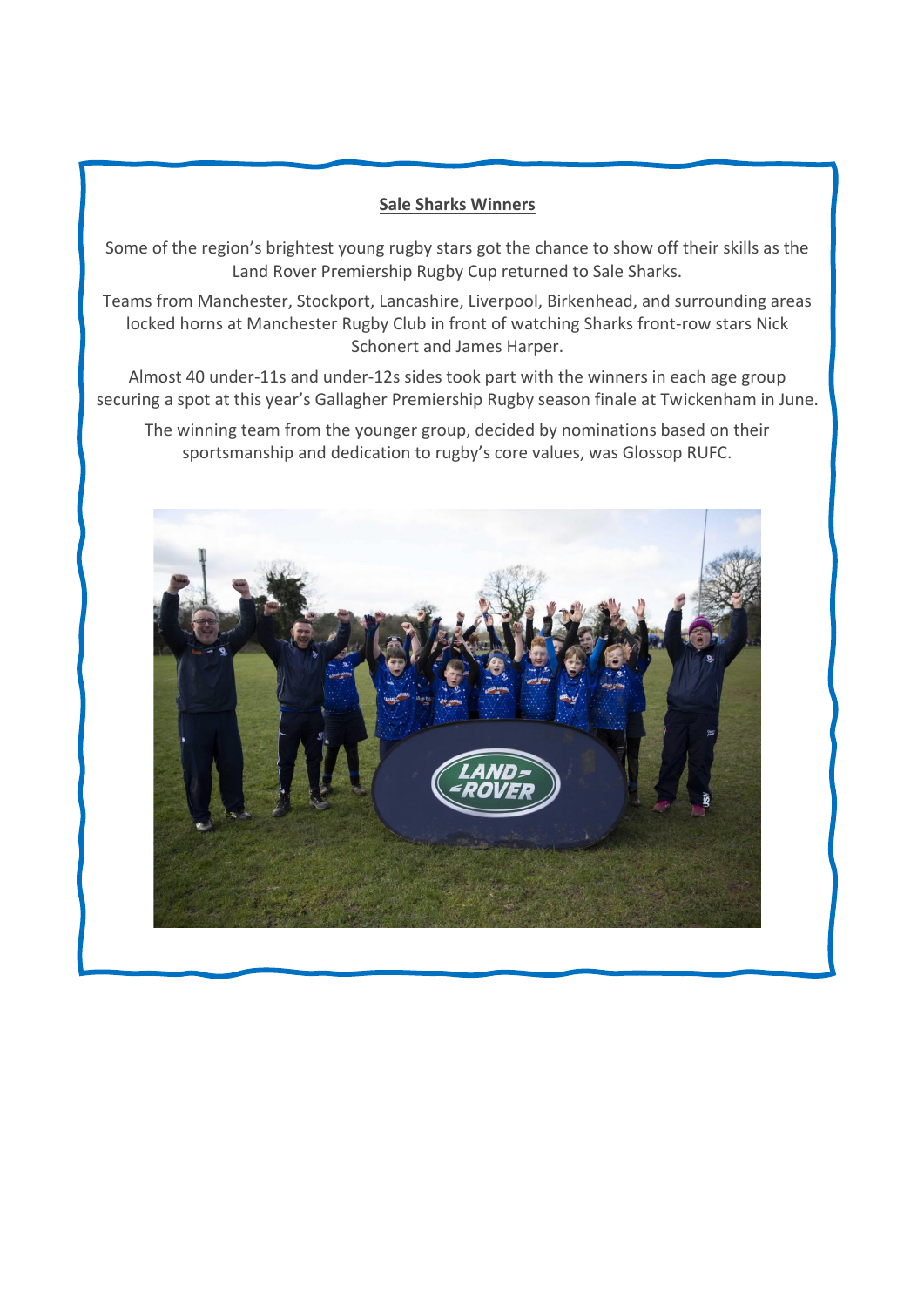**Sale Sharks Winners**

Some of the region's brightest young rugby stars got the chance to show off their skills as the Land Rover Premiership Rugby Cup returned to Sale Sharks.

Teams from Manchester, Stockport, Lancashire, Liverpool, Birkenhead, and surrounding areas locked horns at Manchester Rugby Club in front of watching Sharks front-row stars Nick Schonert and James Harper.

Almost 40 under-11s and under-12s sides took part with the winners in each age group securing a spot at this year's Gallagher Premiership Rugby season finale at Twickenham in June.

The winning team from the younger group, decided by nominations based on their sportsmanship and dedication to rugby's core values, was Glossop RUFC.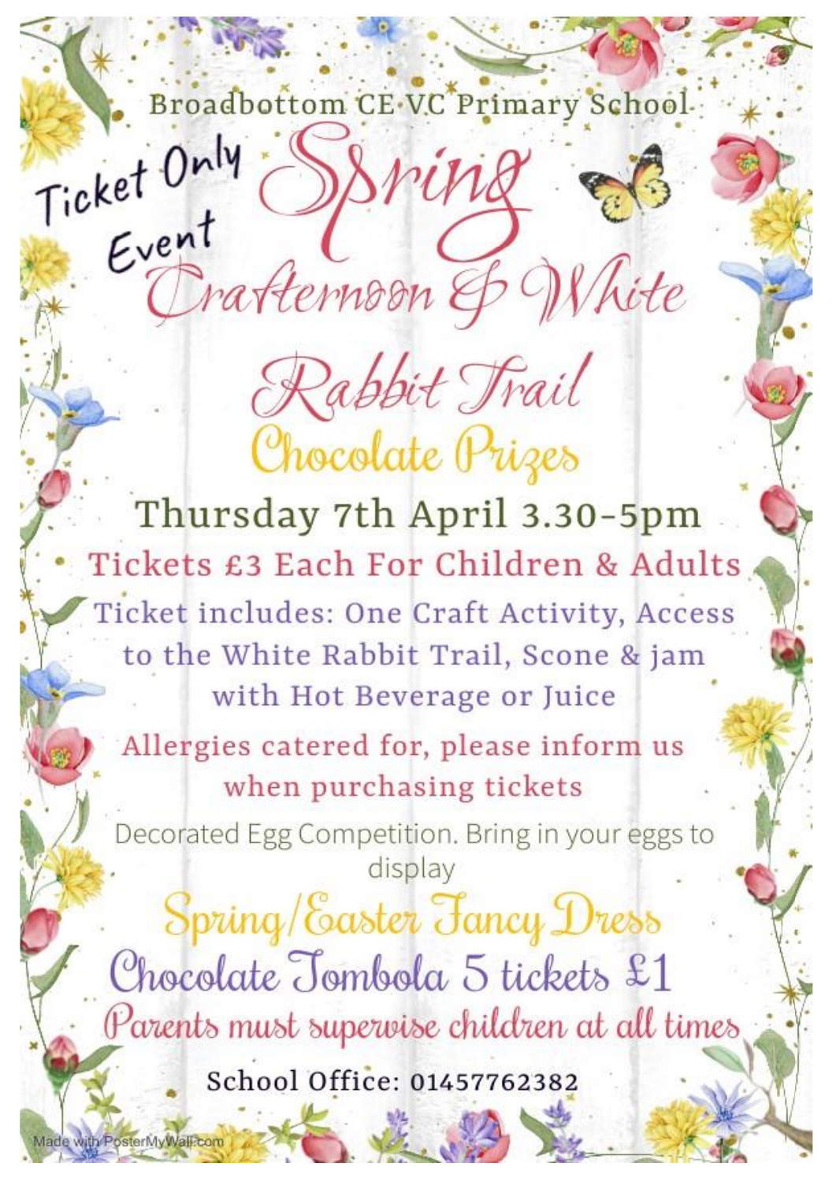Broadbottom CE VC Primary School

Ticket Only Event

# Spring Crafternoon & White Rabbit Trail

## Chocolate Prizes

**Thursday 7th April 3.30-5pm**

**Tickets £3 Each For Children & Adults**

Ticket includes: One Craft Activity, Access to the White Rabbit Trail, Scone & jam with Hot Beverage or Juice

Allergies catered for, please inform us when purchasing tickets

Decorated Egg Competition. Bring in your eggs to display

Spring/Easter Fancy Dress

Chocolate Tombola 5 tickets £1

Parents must supervise children at all times

School Office: 01457762382

Made with PosterMyWall.com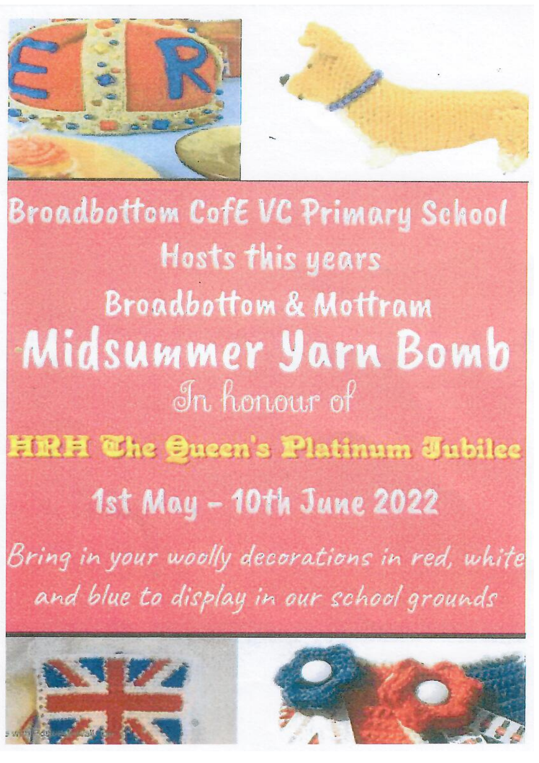Broadbottom CofE VC Primary School

Hosts this years

Broadbottom & Mottram

# Midsummer Yarn Bomb

In honour of

**HRH The Queen's Platinum Jubilee**

1st May – 10th June 2022

*Bring in your woolly decorations in red, white and blue to display in our school grounds*